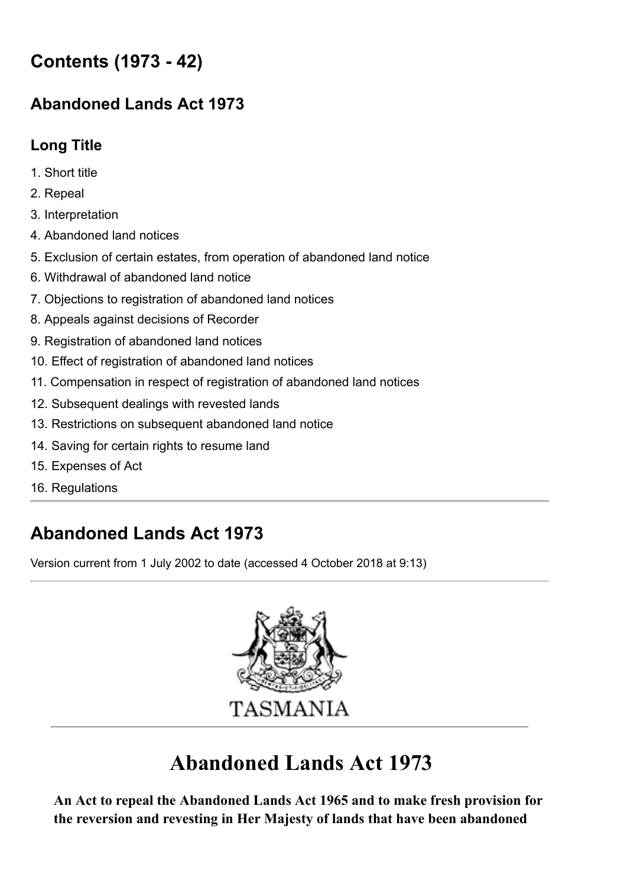## Contents (1973 - 42)

### Abandoned Lands Act 1973

#### Long Title

1. Short title
2. Repeal
3. Interpretation
4. Abandoned land notices
5. Exclusion of certain estates, from operation of abandoned land notice
6. Withdrawal of abandoned land notice
7. Objections to registration of abandoned land notices
8. Appeals against decisions of Recorder
9. Registration of abandoned land notices
10. Effect of registration of abandoned land notices
11. Compensation in respect of registration of abandoned land notices
12. Subsequent dealings with revested lands
13. Restrictions on subsequent abandoned land notice
14. Saving for certain rights to resume land
15. Expenses of Act
16. Regulations

---

## Abandoned Lands Act 1973

Version current from 1 July 2002 to date (accessed 4 October 2018 at 9:13)

---

TASMANIA

---

# Abandoned Lands Act 1973

**An Act to repeal the Abandoned Lands Act 1965 and to make fresh provision for the reversion and revesting in Her Majesty of lands that have been abandoned**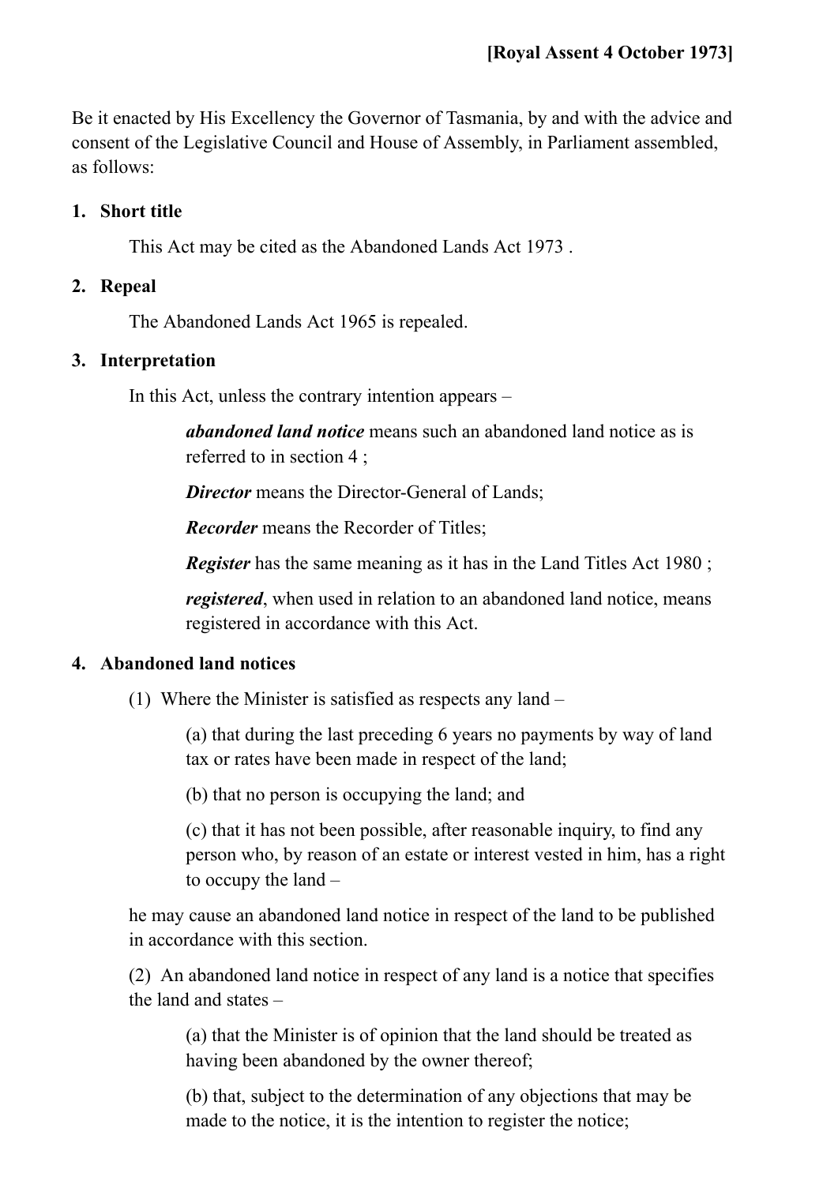**[Royal Assent 4 October 1973]**

Be it enacted by His Excellency the Governor of Tasmania, by and with the advice and consent of the Legislative Council and House of Assembly, in Parliament assembled, as follows:

**1. Short title**

This Act may be cited as the Abandoned Lands Act 1973 .

**2. Repeal**

The Abandoned Lands Act 1965 is repealed.

**3. Interpretation**

In this Act, unless the contrary intention appears –

***abandoned land notice*** means such an abandoned land notice as is referred to in section 4 ;

***Director*** means the Director-General of Lands;

***Recorder*** means the Recorder of Titles;

***Register*** has the same meaning as it has in the Land Titles Act 1980 ;

***registered***, when used in relation to an abandoned land notice, means registered in accordance with this Act.

**4. Abandoned land notices**

(1) Where the Minister is satisfied as respects any land –

(a) that during the last preceding 6 years no payments by way of land tax or rates have been made in respect of the land;

(b) that no person is occupying the land; and

(c) that it has not been possible, after reasonable inquiry, to find any person who, by reason of an estate or interest vested in him, has a right to occupy the land –

he may cause an abandoned land notice in respect of the land to be published in accordance with this section.

(2) An abandoned land notice in respect of any land is a notice that specifies the land and states –

(a) that the Minister is of opinion that the land should be treated as having been abandoned by the owner thereof;

(b) that, subject to the determination of any objections that may be made to the notice, it is the intention to register the notice;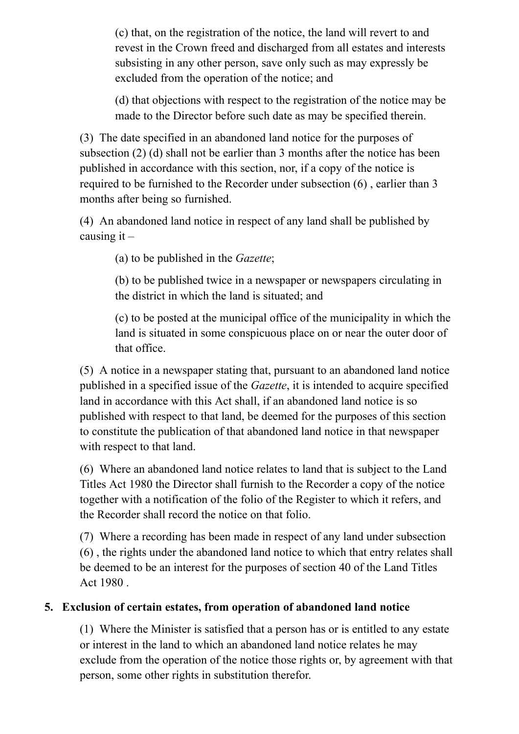(c) that, on the registration of the notice, the land will revert to and revest in the Crown freed and discharged from all estates and interests subsisting in any other person, save only such as may expressly be excluded from the operation of the notice; and

(d) that objections with respect to the registration of the notice may be made to the Director before such date as may be specified therein.

(3) The date specified in an abandoned land notice for the purposes of subsection (2) (d) shall not be earlier than 3 months after the notice has been published in accordance with this section, nor, if a copy of the notice is required to be furnished to the Recorder under subsection (6) , earlier than 3 months after being so furnished.

(4) An abandoned land notice in respect of any land shall be published by causing it –

(a) to be published in the *Gazette*;

(b) to be published twice in a newspaper or newspapers circulating in the district in which the land is situated; and

(c) to be posted at the municipal office of the municipality in which the land is situated in some conspicuous place on or near the outer door of that office.

(5) A notice in a newspaper stating that, pursuant to an abandoned land notice published in a specified issue of the *Gazette*, it is intended to acquire specified land in accordance with this Act shall, if an abandoned land notice is so published with respect to that land, be deemed for the purposes of this section to constitute the publication of that abandoned land notice in that newspaper with respect to that land.

(6) Where an abandoned land notice relates to land that is subject to the Land Titles Act 1980 the Director shall furnish to the Recorder a copy of the notice together with a notification of the folio of the Register to which it refers, and the Recorder shall record the notice on that folio.

(7) Where a recording has been made in respect of any land under subsection (6) , the rights under the abandoned land notice to which that entry relates shall be deemed to be an interest for the purposes of section 40 of the Land Titles Act 1980 .

**5. Exclusion of certain estates, from operation of abandoned land notice**

(1) Where the Minister is satisfied that a person has or is entitled to any estate or interest in the land to which an abandoned land notice relates he may exclude from the operation of the notice those rights or, by agreement with that person, some other rights in substitution therefor.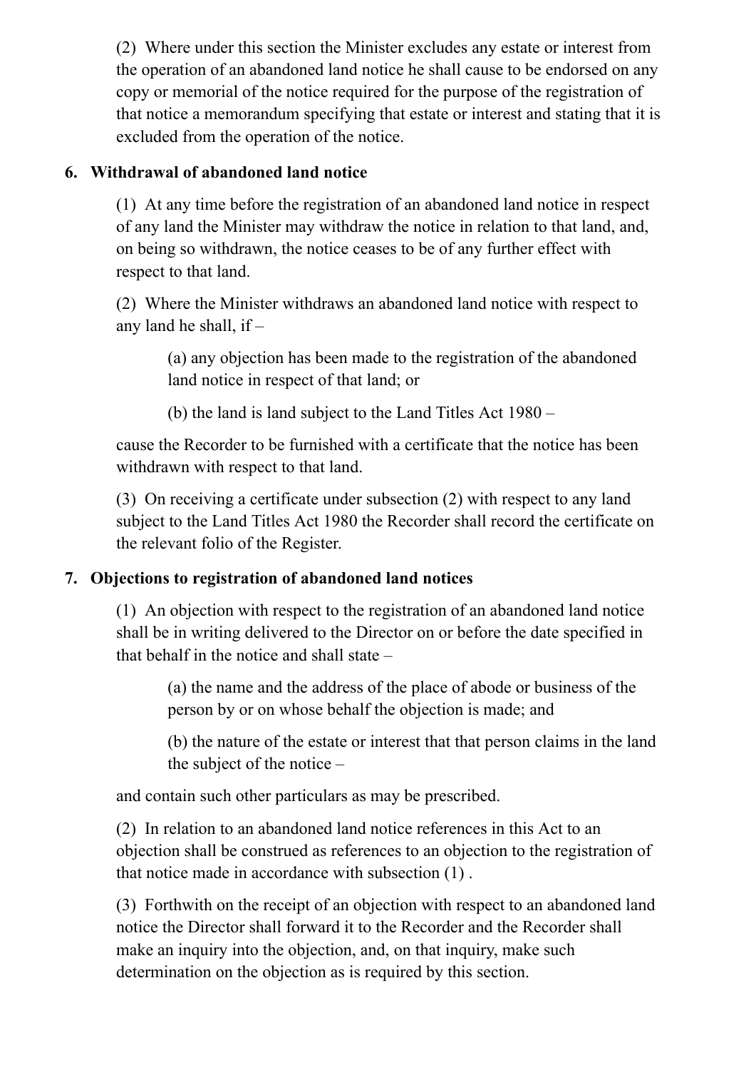(2) Where under this section the Minister excludes any estate or interest from the operation of an abandoned land notice he shall cause to be endorsed on any copy or memorial of the notice required for the purpose of the registration of that notice a memorandum specifying that estate or interest and stating that it is excluded from the operation of the notice.

## 6. Withdrawal of abandoned land notice

(1) At any time before the registration of an abandoned land notice in respect of any land the Minister may withdraw the notice in relation to that land, and, on being so withdrawn, the notice ceases to be of any further effect with respect to that land.

(2) Where the Minister withdraws an abandoned land notice with respect to any land he shall, if –

> (a) any objection has been made to the registration of the abandoned land notice in respect of that land; or
>
> (b) the land is land subject to the Land Titles Act 1980 –

cause the Recorder to be furnished with a certificate that the notice has been withdrawn with respect to that land.

(3) On receiving a certificate under subsection (2) with respect to any land subject to the Land Titles Act 1980 the Recorder shall record the certificate on the relevant folio of the Register.

## 7. Objections to registration of abandoned land notices

(1) An objection with respect to the registration of an abandoned land notice shall be in writing delivered to the Director on or before the date specified in that behalf in the notice and shall state –

> (a) the name and the address of the place of abode or business of the person by or on whose behalf the objection is made; and
>
> (b) the nature of the estate or interest that that person claims in the land the subject of the notice –

and contain such other particulars as may be prescribed.

(2) In relation to an abandoned land notice references in this Act to an objection shall be construed as references to an objection to the registration of that notice made in accordance with subsection (1) .

(3) Forthwith on the receipt of an objection with respect to an abandoned land notice the Director shall forward it to the Recorder and the Recorder shall make an inquiry into the objection, and, on that inquiry, make such determination on the objection as is required by this section.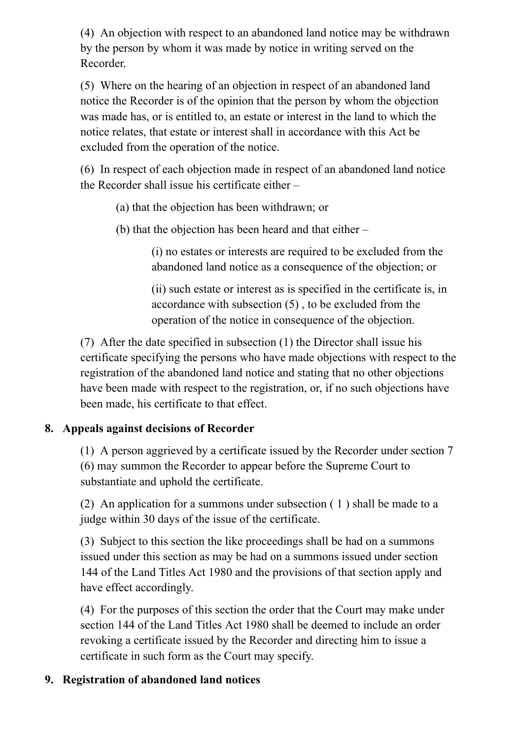(4) An objection with respect to an abandoned land notice may be withdrawn by the person by whom it was made by notice in writing served on the Recorder.

(5) Where on the hearing of an objection in respect of an abandoned land notice the Recorder is of the opinion that the person by whom the objection was made has, or is entitled to, an estate or interest in the land to which the notice relates, that estate or interest shall in accordance with this Act be excluded from the operation of the notice.

(6) In respect of each objection made in respect of an abandoned land notice the Recorder shall issue his certificate either –

> (a) that the objection has been withdrawn; or
>
> (b) that the objection has been heard and that either –
>
> > (i) no estates or interests are required to be excluded from the abandoned land notice as a consequence of the objection; or
> >
> > (ii) such estate or interest as is specified in the certificate is, in accordance with subsection (5) , to be excluded from the operation of the notice in consequence of the objection.

(7) After the date specified in subsection (1) the Director shall issue his certificate specifying the persons who have made objections with respect to the registration of the abandoned land notice and stating that no other objections have been made with respect to the registration, or, if no such objections have been made, his certificate to that effect.

## 8. Appeals against decisions of Recorder

(1) A person aggrieved by a certificate issued by the Recorder under section 7 (6) may summon the Recorder to appear before the Supreme Court to substantiate and uphold the certificate.

(2) An application for a summons under subsection ( 1 ) shall be made to a judge within 30 days of the issue of the certificate.

(3) Subject to this section the like proceedings shall be had on a summons issued under this section as may be had on a summons issued under section 144 of the Land Titles Act 1980 and the provisions of that section apply and have effect accordingly.

(4) For the purposes of this section the order that the Court may make under section 144 of the Land Titles Act 1980 shall be deemed to include an order revoking a certificate issued by the Recorder and directing him to issue a certificate in such form as the Court may specify.

## 9. Registration of abandoned land notices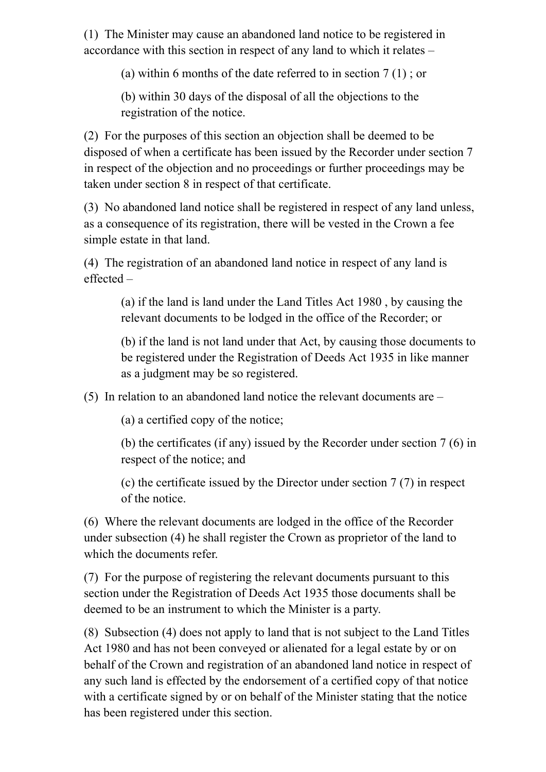(1) The Minister may cause an abandoned land notice to be registered in accordance with this section in respect of any land to which it relates –

(a) within 6 months of the date referred to in section 7 (1) ; or

(b) within 30 days of the disposal of all the objections to the registration of the notice.

(2) For the purposes of this section an objection shall be deemed to be disposed of when a certificate has been issued by the Recorder under section 7 in respect of the objection and no proceedings or further proceedings may be taken under section 8 in respect of that certificate.

(3) No abandoned land notice shall be registered in respect of any land unless, as a consequence of its registration, there will be vested in the Crown a fee simple estate in that land.

(4) The registration of an abandoned land notice in respect of any land is effected –

(a) if the land is land under the Land Titles Act 1980 , by causing the relevant documents to be lodged in the office of the Recorder; or

(b) if the land is not land under that Act, by causing those documents to be registered under the Registration of Deeds Act 1935 in like manner as a judgment may be so registered.

(5) In relation to an abandoned land notice the relevant documents are –

(a) a certified copy of the notice;

(b) the certificates (if any) issued by the Recorder under section 7 (6) in respect of the notice; and

(c) the certificate issued by the Director under section 7 (7) in respect of the notice.

(6) Where the relevant documents are lodged in the office of the Recorder under subsection (4) he shall register the Crown as proprietor of the land to which the documents refer.

(7) For the purpose of registering the relevant documents pursuant to this section under the Registration of Deeds Act 1935 those documents shall be deemed to be an instrument to which the Minister is a party.

(8) Subsection (4) does not apply to land that is not subject to the Land Titles Act 1980 and has not been conveyed or alienated for a legal estate by or on behalf of the Crown and registration of an abandoned land notice in respect of any such land is effected by the endorsement of a certified copy of that notice with a certificate signed by or on behalf of the Minister stating that the notice has been registered under this section.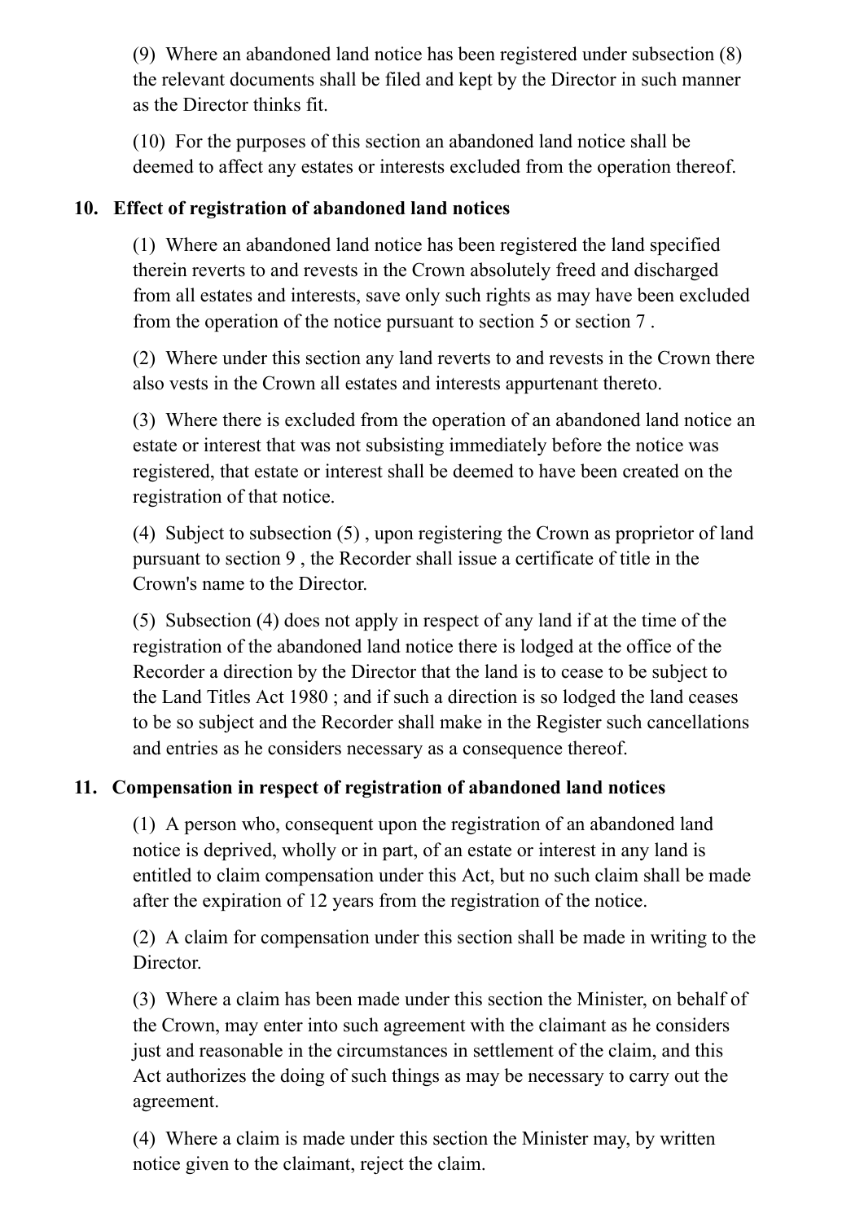(9) Where an abandoned land notice has been registered under subsection (8) the relevant documents shall be filed and kept by the Director in such manner as the Director thinks fit.

(10) For the purposes of this section an abandoned land notice shall be deemed to affect any estates or interests excluded from the operation thereof.

### 10. Effect of registration of abandoned land notices

(1) Where an abandoned land notice has been registered the land specified therein reverts to and revests in the Crown absolutely freed and discharged from all estates and interests, save only such rights as may have been excluded from the operation of the notice pursuant to section 5 or section 7 .

(2) Where under this section any land reverts to and revests in the Crown there also vests in the Crown all estates and interests appurtenant thereto.

(3) Where there is excluded from the operation of an abandoned land notice an estate or interest that was not subsisting immediately before the notice was registered, that estate or interest shall be deemed to have been created on the registration of that notice.

(4) Subject to subsection (5) , upon registering the Crown as proprietor of land pursuant to section 9 , the Recorder shall issue a certificate of title in the Crown's name to the Director.

(5) Subsection (4) does not apply in respect of any land if at the time of the registration of the abandoned land notice there is lodged at the office of the Recorder a direction by the Director that the land is to cease to be subject to the Land Titles Act 1980 ; and if such a direction is so lodged the land ceases to be so subject and the Recorder shall make in the Register such cancellations and entries as he considers necessary as a consequence thereof.

### 11. Compensation in respect of registration of abandoned land notices

(1) A person who, consequent upon the registration of an abandoned land notice is deprived, wholly or in part, of an estate or interest in any land is entitled to claim compensation under this Act, but no such claim shall be made after the expiration of 12 years from the registration of the notice.

(2) A claim for compensation under this section shall be made in writing to the Director.

(3) Where a claim has been made under this section the Minister, on behalf of the Crown, may enter into such agreement with the claimant as he considers just and reasonable in the circumstances in settlement of the claim, and this Act authorizes the doing of such things as may be necessary to carry out the agreement.

(4) Where a claim is made under this section the Minister may, by written notice given to the claimant, reject the claim.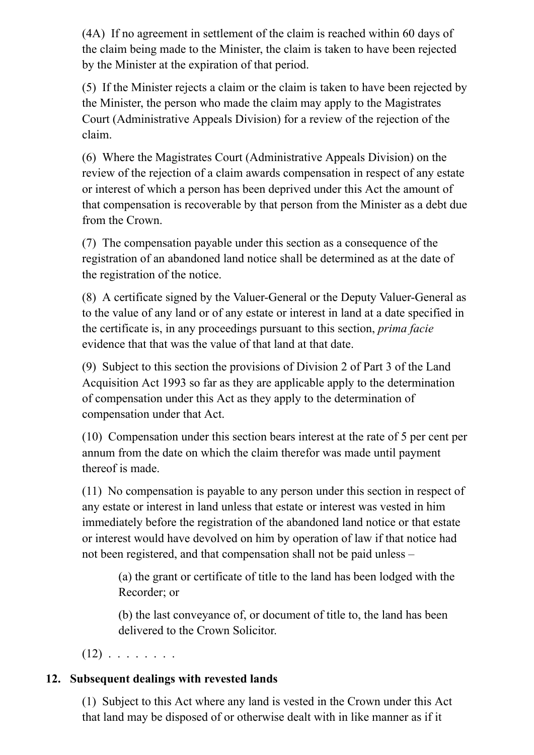(4A) If no agreement in settlement of the claim is reached within 60 days of the claim being made to the Minister, the claim is taken to have been rejected by the Minister at the expiration of that period.

(5) If the Minister rejects a claim or the claim is taken to have been rejected by the Minister, the person who made the claim may apply to the Magistrates Court (Administrative Appeals Division) for a review of the rejection of the claim.

(6) Where the Magistrates Court (Administrative Appeals Division) on the review of the rejection of a claim awards compensation in respect of any estate or interest of which a person has been deprived under this Act the amount of that compensation is recoverable by that person from the Minister as a debt due from the Crown.

(7) The compensation payable under this section as a consequence of the registration of an abandoned land notice shall be determined as at the date of the registration of the notice.

(8) A certificate signed by the Valuer-General or the Deputy Valuer-General as to the value of any land or of any estate or interest in land at a date specified in the certificate is, in any proceedings pursuant to this section, *prima facie* evidence that that was the value of that land at that date.

(9) Subject to this section the provisions of Division 2 of Part 3 of the Land Acquisition Act 1993 so far as they are applicable apply to the determination of compensation under this Act as they apply to the determination of compensation under that Act.

(10) Compensation under this section bears interest at the rate of 5 per cent per annum from the date on which the claim therefor was made until payment thereof is made.

(11) No compensation is payable to any person under this section in respect of any estate or interest in land unless that estate or interest was vested in him immediately before the registration of the abandoned land notice or that estate or interest would have devolved on him by operation of law if that notice had not been registered, and that compensation shall not be paid unless –

(a) the grant or certificate of title to the land has been lodged with the Recorder; or

(b) the last conveyance of, or document of title to, the land has been delivered to the Crown Solicitor.

(12) . . . . . . . .

**12. Subsequent dealings with revested lands**

(1) Subject to this Act where any land is vested in the Crown under this Act that land may be disposed of or otherwise dealt with in like manner as if it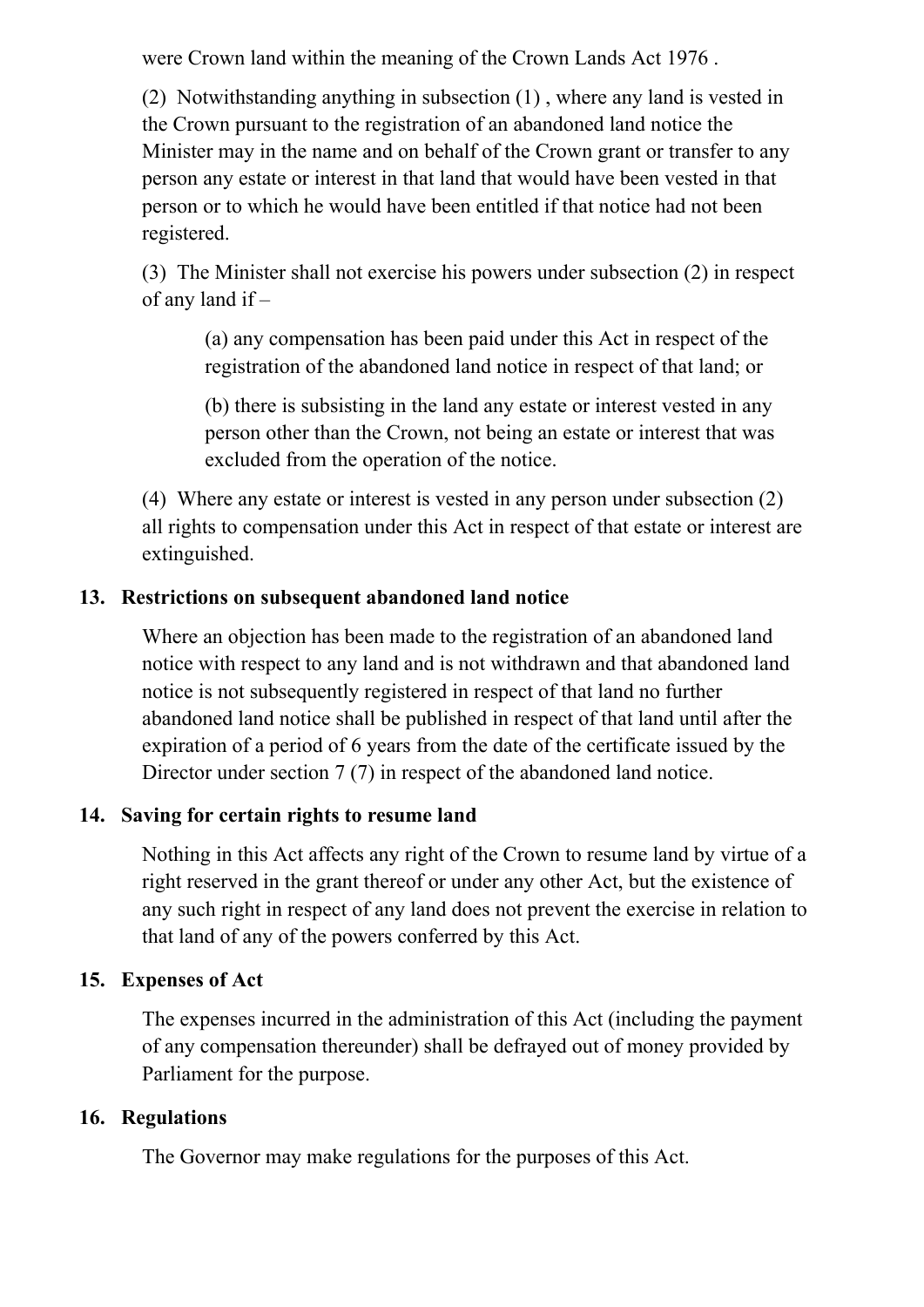were Crown land within the meaning of the Crown Lands Act 1976 .

(2) Notwithstanding anything in subsection (1) , where any land is vested in the Crown pursuant to the registration of an abandoned land notice the Minister may in the name and on behalf of the Crown grant or transfer to any person any estate or interest in that land that would have been vested in that person or to which he would have been entitled if that notice had not been registered.

(3) The Minister shall not exercise his powers under subsection (2) in respect of any land if –

> (a) any compensation has been paid under this Act in respect of the registration of the abandoned land notice in respect of that land; or
>
> (b) there is subsisting in the land any estate or interest vested in any person other than the Crown, not being an estate or interest that was excluded from the operation of the notice.

(4) Where any estate or interest is vested in any person under subsection (2) all rights to compensation under this Act in respect of that estate or interest are extinguished.

**13. Restrictions on subsequent abandoned land notice**

Where an objection has been made to the registration of an abandoned land notice with respect to any land and is not withdrawn and that abandoned land notice is not subsequently registered in respect of that land no further abandoned land notice shall be published in respect of that land until after the expiration of a period of 6 years from the date of the certificate issued by the Director under section 7 (7) in respect of the abandoned land notice.

**14. Saving for certain rights to resume land**

Nothing in this Act affects any right of the Crown to resume land by virtue of a right reserved in the grant thereof or under any other Act, but the existence of any such right in respect of any land does not prevent the exercise in relation to that land of any of the powers conferred by this Act.

**15. Expenses of Act**

The expenses incurred in the administration of this Act (including the payment of any compensation thereunder) shall be defrayed out of money provided by Parliament for the purpose.

**16. Regulations**

The Governor may make regulations for the purposes of this Act.